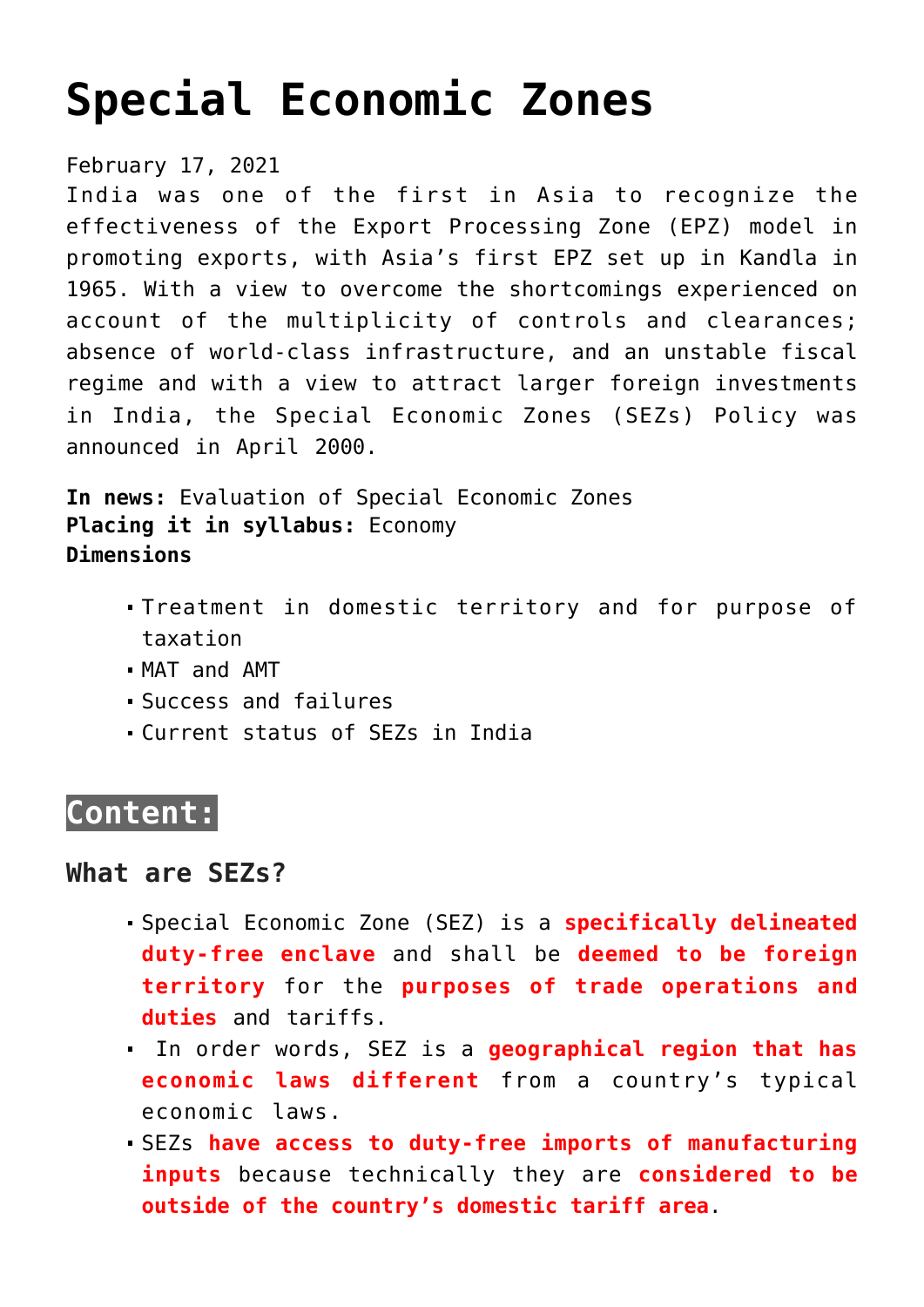# Special Economic Zones

February 17, 2021

India was one of the first in Asia to recognize the effectiveness of the Export Processing Zone (EPZ) model in promoting exports, with Asia's first EPZ set up in Kandla in 1965. With a view to overcome the shortcomings experienced on account of the multiplicity of controls and clearances; absence of world-class infrastructure, and an unstable fiscal regime and with a view to attract larger foreign investments in India, the Special Economic Zones (SEZs) Policy was announced in April 2000.

**In news:** Evaluation of Special Economic Zones
**Placing it in syllabus:** Economy
**Dimensions**

- Treatment in domestic territory and for purpose of taxation
- MAT and AMT
- Success and failures
- Current status of SEZs in India

## Content:

### What are SEZs?

- Special Economic Zone (SEZ) is a **specifically delineated duty-free enclave** and shall be **deemed to be foreign territory** for the **purposes of trade operations and duties** and tariffs.
- In order words, SEZ is a **geographical region that has economic laws different** from a country's typical economic laws.
- SEZs **have access to duty-free imports of manufacturing inputs** because technically they are **considered to be outside of the country's domestic tariff area**.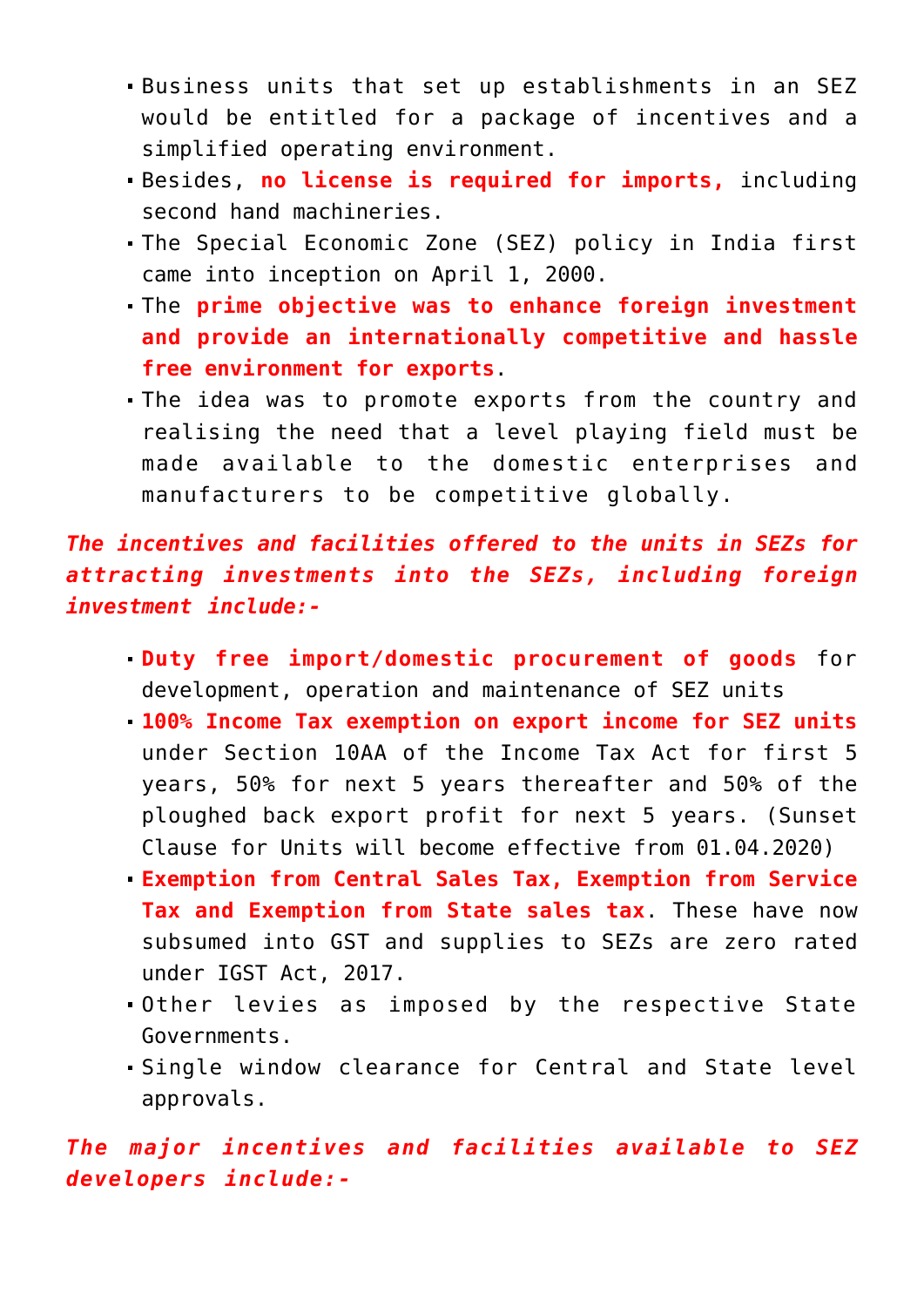- Business units that set up establishments in an SEZ would be entitled for a package of incentives and a simplified operating environment.
- Besides, **no license is required for imports,** including second hand machineries.
- The Special Economic Zone (SEZ) policy in India first came into inception on April 1, 2000.
- The **prime objective was to enhance foreign investment and provide an internationally competitive and hassle free environment for exports**.
- The idea was to promote exports from the country and realising the need that a level playing field must be made available to the domestic enterprises and manufacturers to be competitive globally.

***The incentives and facilities offered to the units in SEZs for attracting investments into the SEZs, including foreign investment include:-***

- **Duty free import/domestic procurement of goods** for development, operation and maintenance of SEZ units
- **100% Income Tax exemption on export income for SEZ units** under Section 10AA of the Income Tax Act for first 5 years, 50% for next 5 years thereafter and 50% of the ploughed back export profit for next 5 years. (Sunset Clause for Units will become effective from 01.04.2020)
- **Exemption from Central Sales Tax, Exemption from Service Tax and Exemption from State sales tax**. These have now subsumed into GST and supplies to SEZs are zero rated under IGST Act, 2017.
- Other levies as imposed by the respective State Governments.
- Single window clearance for Central and State level approvals.

***The major incentives and facilities available to SEZ developers include:-***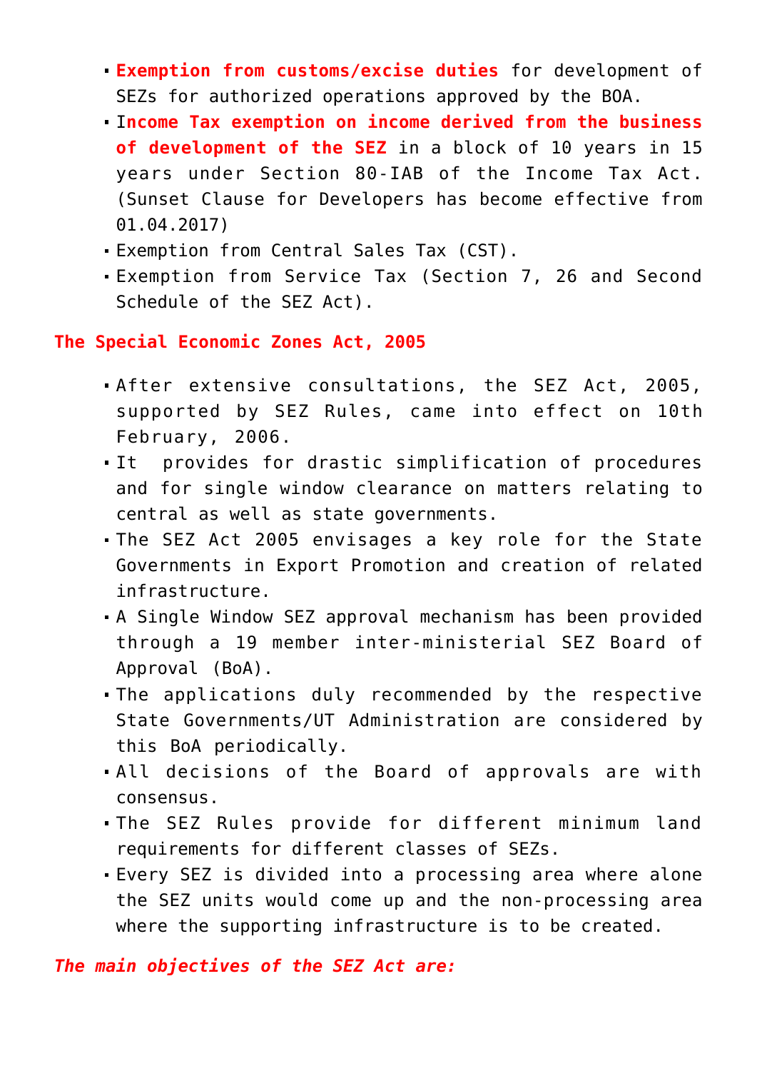- **Exemption from customs/excise duties** for development of SEZs for authorized operations approved by the BOA.
- **Income Tax exemption on income derived from the business of development of the SEZ** in a block of 10 years in 15 years under Section 80-IAB of the Income Tax Act. (Sunset Clause for Developers has become effective from 01.04.2017)
- Exemption from Central Sales Tax (CST).
- Exemption from Service Tax (Section 7, 26 and Second Schedule of the SEZ Act).

**The Special Economic Zones Act, 2005**

- After extensive consultations, the SEZ Act, 2005, supported by SEZ Rules, came into effect on 10th February, 2006.
- It provides for drastic simplification of procedures and for single window clearance on matters relating to central as well as state governments.
- The SEZ Act 2005 envisages a key role for the State Governments in Export Promotion and creation of related infrastructure.
- A Single Window SEZ approval mechanism has been provided through a 19 member inter-ministerial SEZ Board of Approval (BoA).
- The applications duly recommended by the respective State Governments/UT Administration are considered by this BoA periodically.
- All decisions of the Board of approvals are with consensus.
- The SEZ Rules provide for different minimum land requirements for different classes of SEZs.
- Every SEZ is divided into a processing area where alone the SEZ units would come up and the non-processing area where the supporting infrastructure is to be created.

***The main objectives of the SEZ Act are:***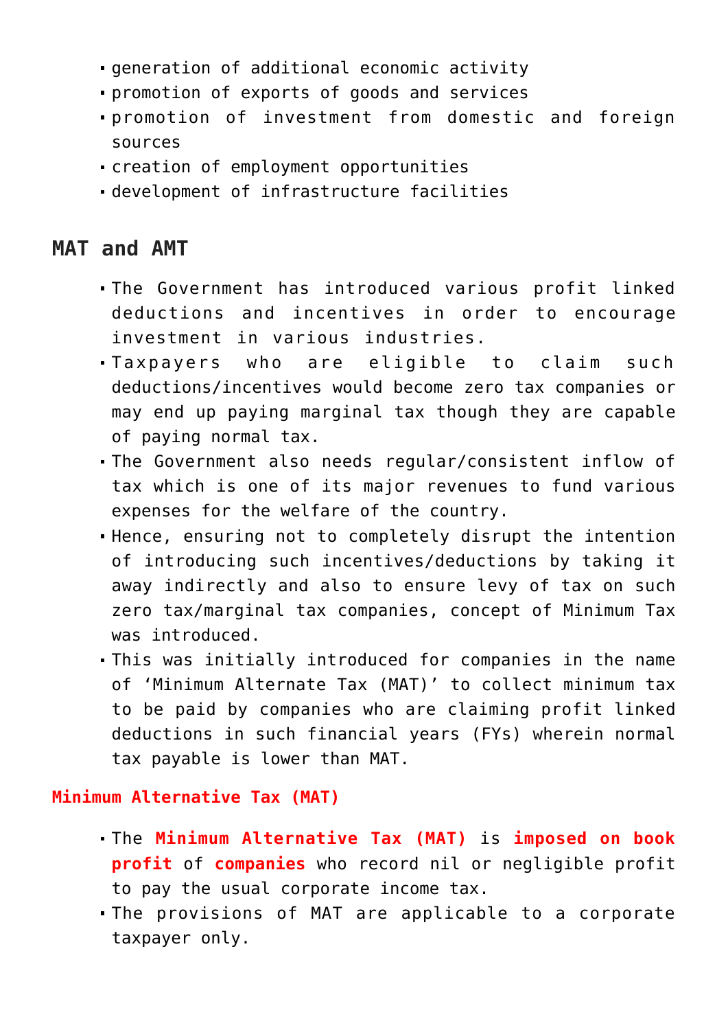- generation of additional economic activity
- promotion of exports of goods and services
- promotion of investment from domestic and foreign sources
- creation of employment opportunities
- development of infrastructure facilities

## MAT and AMT

- The Government has introduced various profit linked deductions and incentives in order to encourage investment in various industries.
- Taxpayers who are eligible to claim such deductions/incentives would become zero tax companies or may end up paying marginal tax though they are capable of paying normal tax.
- The Government also needs regular/consistent inflow of tax which is one of its major revenues to fund various expenses for the welfare of the country.
- Hence, ensuring not to completely disrupt the intention of introducing such incentives/deductions by taking it away indirectly and also to ensure levy of tax on such zero tax/marginal tax companies, concept of Minimum Tax was introduced.
- This was initially introduced for companies in the name of 'Minimum Alternate Tax (MAT)' to collect minimum tax to be paid by companies who are claiming profit linked deductions in such financial years (FYs) wherein normal tax payable is lower than MAT.

### Minimum Alternative Tax (MAT)

- The **Minimum Alternative Tax (MAT)** is **imposed on book profit** of **companies** who record nil or negligible profit to pay the usual corporate income tax.
- The provisions of MAT are applicable to a corporate taxpayer only.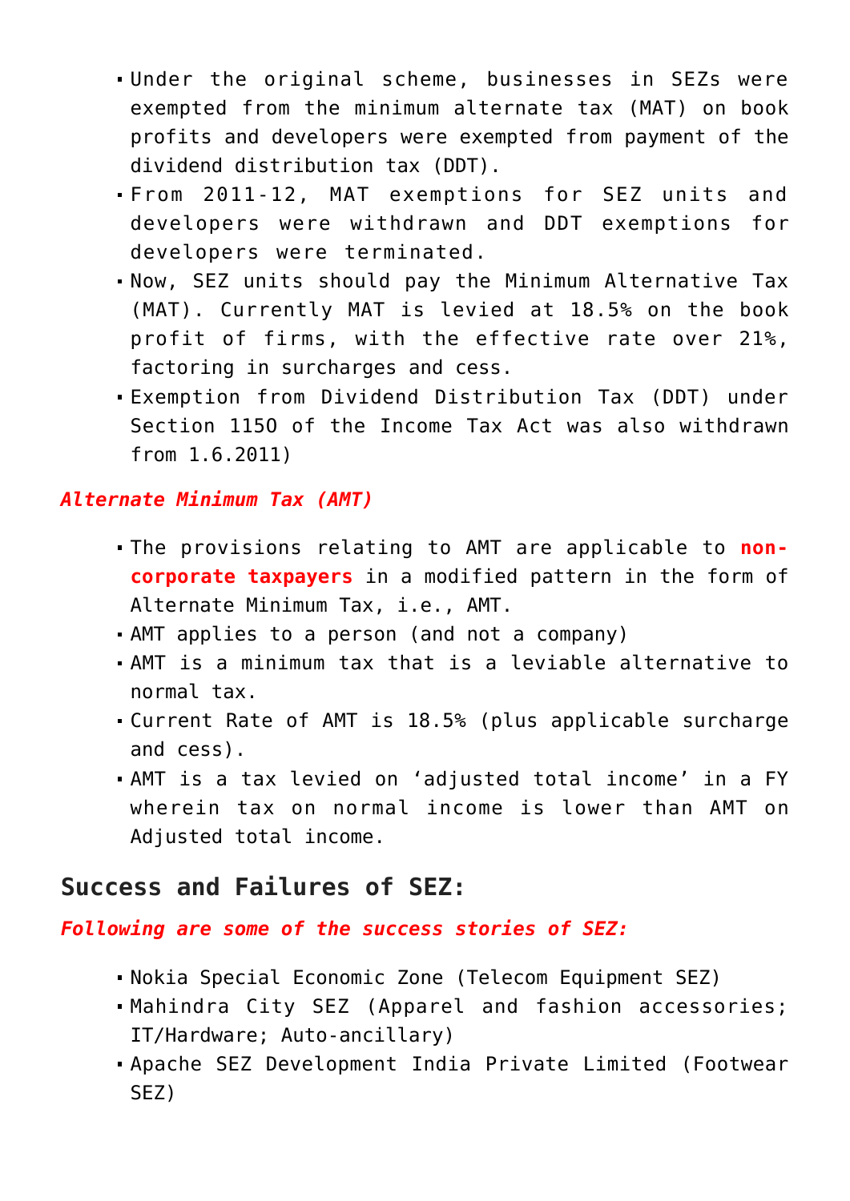- Under the original scheme, businesses in SEZs were exempted from the minimum alternate tax (MAT) on book profits and developers were exempted from payment of the dividend distribution tax (DDT).
- From 2011-12, MAT exemptions for SEZ units and developers were withdrawn and DDT exemptions for developers were terminated.
- Now, SEZ units should pay the Minimum Alternative Tax (MAT). Currently MAT is levied at 18.5% on the book profit of firms, with the effective rate over 21%, factoring in surcharges and cess.
- Exemption from Dividend Distribution Tax (DDT) under Section 115O of the Income Tax Act was also withdrawn from 1.6.2011)

*Alternate Minimum Tax (AMT)*

- The provisions relating to AMT are applicable to **non-corporate taxpayers** in a modified pattern in the form of Alternate Minimum Tax, i.e., AMT.
- AMT applies to a person (and not a company)
- AMT is a minimum tax that is a leviable alternative to normal tax.
- Current Rate of AMT is 18.5% (plus applicable surcharge and cess).
- AMT is a tax levied on 'adjusted total income' in a FY wherein tax on normal income is lower than AMT on Adjusted total income.

## Success and Failures of SEZ:

*Following are some of the success stories of SEZ:*

- Nokia Special Economic Zone (Telecom Equipment SEZ)
- Mahindra City SEZ (Apparel and fashion accessories; IT/Hardware; Auto-ancillary)
- Apache SEZ Development India Private Limited (Footwear SEZ)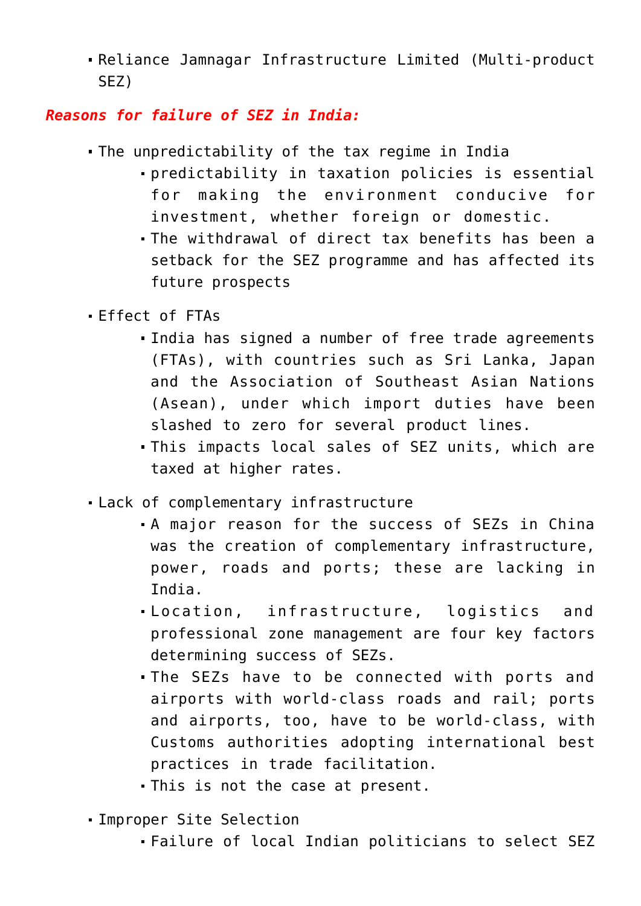- Reliance Jamnagar Infrastructure Limited (Multi-product SEZ)

***Reasons for failure of SEZ in India:***

- The unpredictability of the tax regime in India
  - predictability in taxation policies is essential for making the environment conducive for investment, whether foreign or domestic.
  - The withdrawal of direct tax benefits has been a setback for the SEZ programme and has affected its future prospects
- Effect of FTAs
  - India has signed a number of free trade agreements (FTAs), with countries such as Sri Lanka, Japan and the Association of Southeast Asian Nations (Asean), under which import duties have been slashed to zero for several product lines.
  - This impacts local sales of SEZ units, which are taxed at higher rates.
- Lack of complementary infrastructure
  - A major reason for the success of SEZs in China was the creation of complementary infrastructure, power, roads and ports; these are lacking in India.
  - Location, infrastructure, logistics and professional zone management are four key factors determining success of SEZs.
  - The SEZs have to be connected with ports and airports with world-class roads and rail; ports and airports, too, have to be world-class, with Customs authorities adopting international best practices in trade facilitation.
  - This is not the case at present.
- Improper Site Selection
  - Failure of local Indian politicians to select SEZ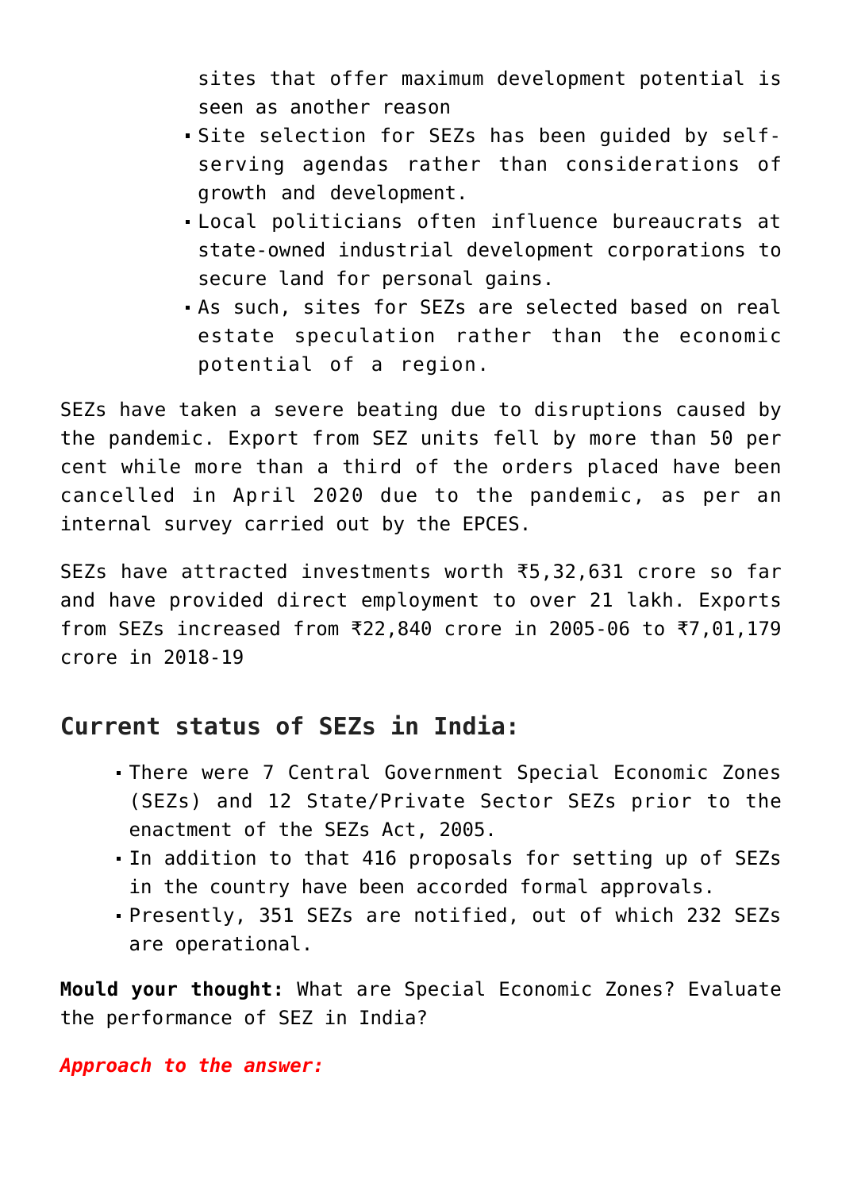sites that offer maximum development potential is seen as another reason

- Site selection for SEZs has been guided by self-serving agendas rather than considerations of growth and development.
- Local politicians often influence bureaucrats at state-owned industrial development corporations to secure land for personal gains.
- As such, sites for SEZs are selected based on real estate speculation rather than the economic potential of a region.

SEZs have taken a severe beating due to disruptions caused by the pandemic. Export from SEZ units fell by more than 50 per cent while more than a third of the orders placed have been cancelled in April 2020 due to the pandemic, as per an internal survey carried out by the EPCES.

SEZs have attracted investments worth ₹5,32,631 crore so far and have provided direct employment to over 21 lakh. Exports from SEZs increased from ₹22,840 crore in 2005-06 to ₹7,01,179 crore in 2018-19

## Current status of SEZs in India:

- There were 7 Central Government Special Economic Zones (SEZs) and 12 State/Private Sector SEZs prior to the enactment of the SEZs Act, 2005.
- In addition to that 416 proposals for setting up of SEZs in the country have been accorded formal approvals.
- Presently, 351 SEZs are notified, out of which 232 SEZs are operational.

**Mould your thought:** What are Special Economic Zones? Evaluate the performance of SEZ in India?

***Approach to the answer:***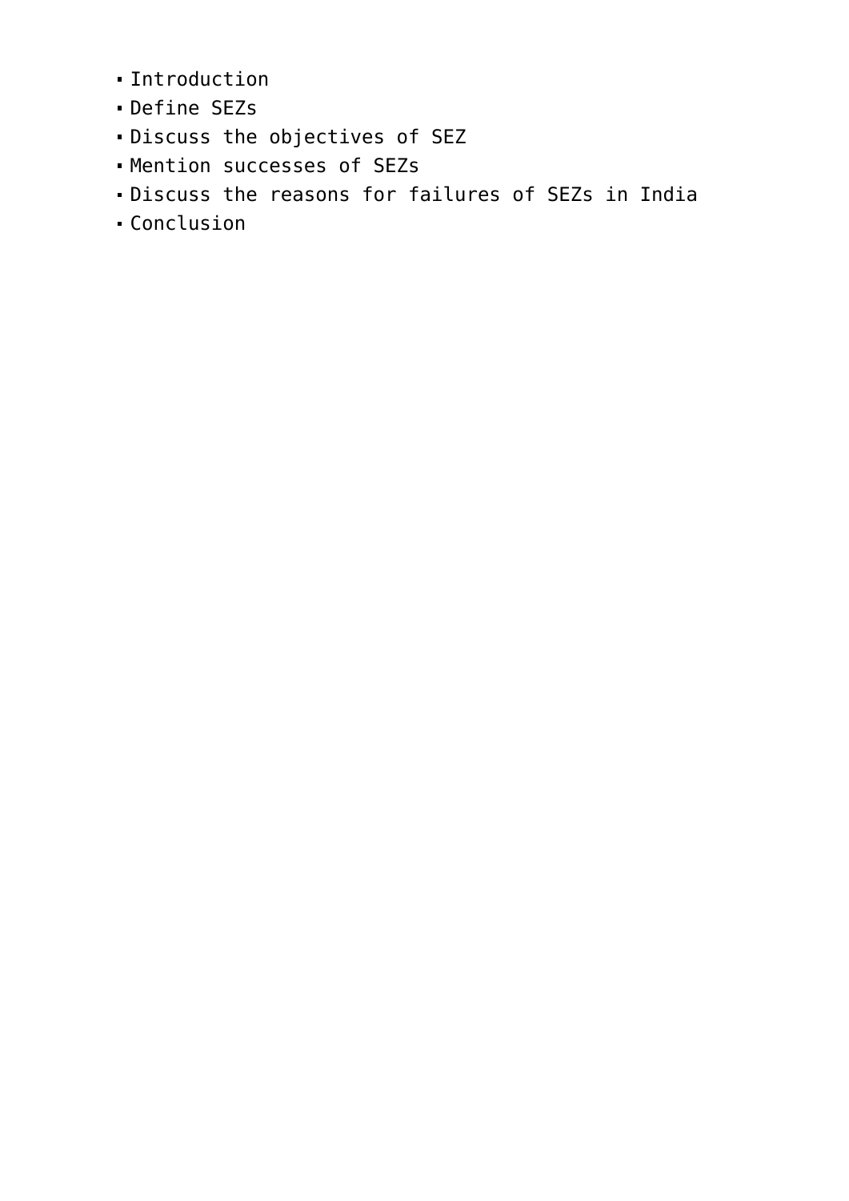- Introduction
- Define SEZs
- Discuss the objectives of SEZ
- Mention successes of SEZs
- Discuss the reasons for failures of SEZs in India
- Conclusion